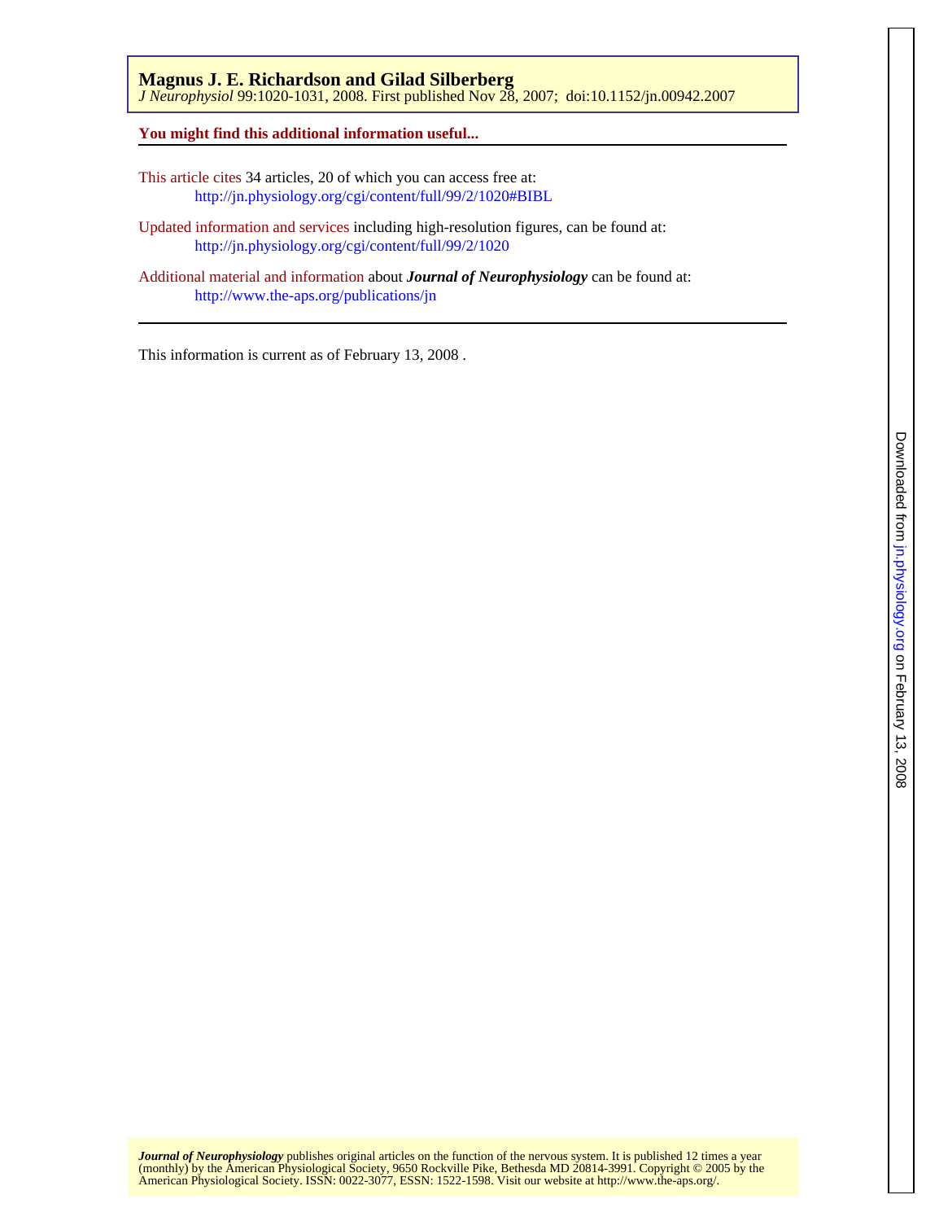**Magnus J. E. Richardson and Gilad Silberberg**

*J Neurophysiol* 99:1020-1031, 2008. First published Nov 28, 2007; doi:10.1152/jn.00942.2007

**You might find this additional information useful...**

This article cites 34 articles, 20 of which you can access free at:
http://jn.physiology.org/cgi/content/full/99/2/1020#BIBL

Updated information and services including high-resolution figures, can be found at:
http://jn.physiology.org/cgi/content/full/99/2/1020

Additional material and information about ***Journal of Neurophysiology*** can be found at:
http://www.the-aps.org/publications/jn

This information is current as of February 13, 2008 .

***Journal of Neurophysiology*** publishes original articles on the function of the nervous system. It is published 12 times a year (monthly) by the American Physiological Society, 9650 Rockville Pike, Bethesda MD 20814-3991. Copyright © 2005 by the American Physiological Society. ISSN: 0022-3077, ESSN: 1522-1598. Visit our website at http://www.the-aps.org/.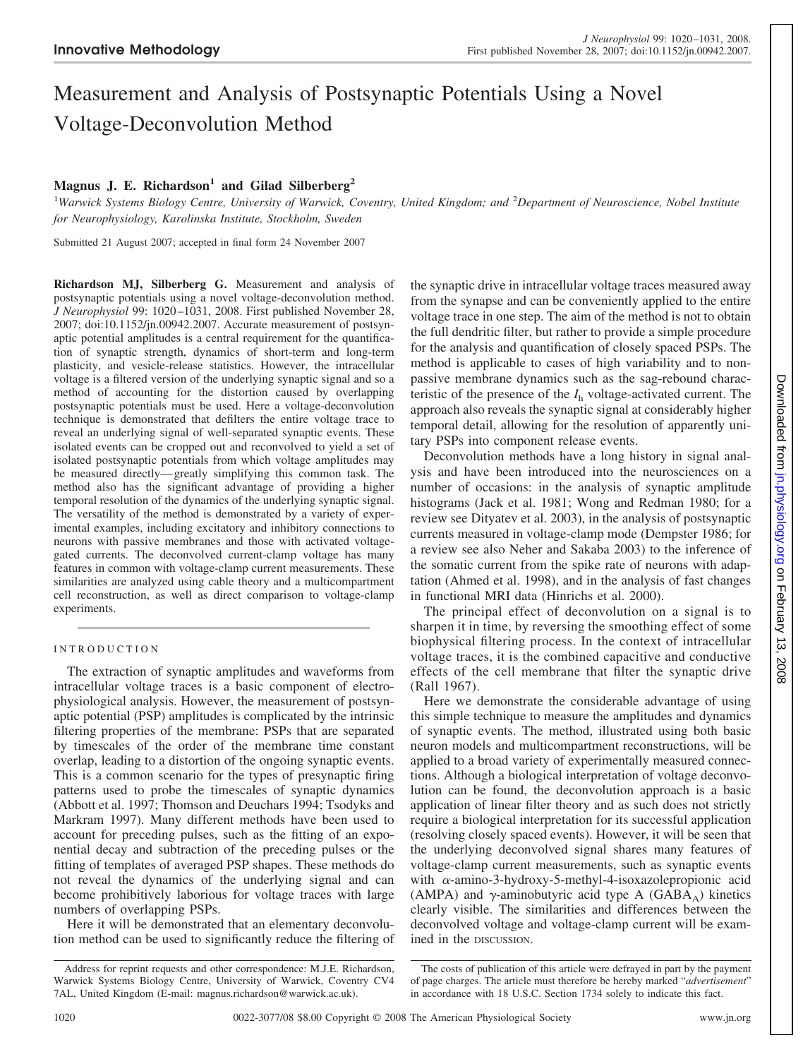# Measurement and Analysis of Postsynaptic Potentials Using a Novel Voltage-Deconvolution Method

**Magnus J. E. Richardson[1] and Gilad Silberberg[2]**

[1]Warwick Systems Biology Centre, University of Warwick, Coventry, United Kingdom; and [2]Department of Neuroscience, Nobel Institute for Neurophysiology, Karolinska Institute, Stockholm, Sweden

Submitted 21 August 2007; accepted in final form 24 November 2007

**Richardson MJ, Silberberg G.** Measurement and analysis of postsynaptic potentials using a novel voltage-deconvolution method. *J Neurophysiol* 99: 1020–1031, 2008. First published November 28, 2007; doi:10.1152/jn.00942.2007. Accurate measurement of postsynaptic potential amplitudes is a central requirement for the quantification of synaptic strength, dynamics of short-term and long-term plasticity, and vesicle-release statistics. However, the intracellular voltage is a filtered version of the underlying synaptic signal and so a method of accounting for the distortion caused by overlapping postsynaptic potentials must be used. Here a voltage-deconvolution technique is demonstrated that defilters the entire voltage trace to reveal an underlying signal of well-separated synaptic events. These isolated events can be cropped out and reconvolved to yield a set of isolated postsynaptic potentials from which voltage amplitudes may be measured directly—greatly simplifying this common task. The method also has the significant advantage of providing a higher temporal resolution of the dynamics of the underlying synaptic signal. The versatility of the method is demonstrated by a variety of experimental examples, including excitatory and inhibitory connections to neurons with passive membranes and those with activated voltage-gated currents. The deconvolved current-clamp voltage has many features in common with voltage-clamp current measurements. These similarities are analyzed using cable theory and a multicompartment cell reconstruction, as well as direct comparison to voltage-clamp experiments.

## INTRODUCTION

The extraction of synaptic amplitudes and waveforms from intracellular voltage traces is a basic component of electrophysiological analysis. However, the measurement of postsynaptic potential (PSP) amplitudes is complicated by the intrinsic filtering properties of the membrane: PSPs that are separated by timescales of the order of the membrane time constant overlap, leading to a distortion of the ongoing synaptic events. This is a common scenario for the types of presynaptic firing patterns used to probe the timescales of synaptic dynamics (Abbott et al. 1997; Thomson and Deuchars 1994; Tsodyks and Markram 1997). Many different methods have been used to account for preceding pulses, such as the fitting of an exponential decay and subtraction of the preceding pulses or the fitting of templates of averaged PSP shapes. These methods do not reveal the dynamics of the underlying signal and can become prohibitively laborious for voltage traces with large numbers of overlapping PSPs.

Here it will be demonstrated that an elementary deconvolution method can be used to significantly reduce the filtering of the synaptic drive in intracellular voltage traces measured away from the synapse and can be conveniently applied to the entire voltage trace in one step. The aim of the method is not to obtain the full dendritic filter, but rather to provide a simple procedure for the analysis and quantification of closely spaced PSPs. The method is applicable to cases of high variability and to nonpassive membrane dynamics such as the sag-rebound characteristic of the presence of the $I_h$ voltage-activated current. The approach also reveals the synaptic signal at considerably higher temporal detail, allowing for the resolution of apparently unitary PSPs into component release events.

Deconvolution methods have a long history in signal analysis and have been introduced into the neurosciences on a number of occasions: in the analysis of synaptic amplitude histograms (Jack et al. 1981; Wong and Redman 1980; for a review see Dityatev et al. 2003), in the analysis of postsynaptic currents measured in voltage-clamp mode (Dempster 1986; for a review see also Neher and Sakaba 2003) to the inference of the somatic current from the spike rate of neurons with adaptation (Ahmed et al. 1998), and in the analysis of fast changes in functional MRI data (Hinrichs et al. 2000).

The principal effect of deconvolution on a signal is to sharpen it in time, by reversing the smoothing effect of some biophysical filtering process. In the context of intracellular voltage traces, it is the combined capacitive and conductive effects of the cell membrane that filter the synaptic drive (Rall 1967).

Here we demonstrate the considerable advantage of using this simple technique to measure the amplitudes and dynamics of synaptic events. The method, illustrated using both basic neuron models and multicompartment reconstructions, will be applied to a broad variety of experimentally measured connections. Although a biological interpretation of voltage deconvolution can be found, the deconvolution approach is a basic application of linear filter theory and as such does not strictly require a biological interpretation for its successful application (resolving closely spaced events). However, it will be seen that the underlying deconvolved signal shares many features of voltage-clamp current measurements, such as synaptic events with α-amino-3-hydroxy-5-methyl-4-isoxazolepropionic acid (AMPA) and γ-aminobutyric acid type A ($GABA_A$) kinetics clearly visible. The similarities and differences between the deconvolved voltage and voltage-clamp current will be examined in the DISCUSSION.

Address for reprint requests and other correspondence: M.J.E. Richardson, Warwick Systems Biology Centre, University of Warwick, Coventry CV4 7AL, United Kingdom (E-mail: magnus.richardson@warwick.ac.uk).

The costs of publication of this article were defrayed in part by the payment of page charges. The article must therefore be hereby marked "*advertisement*" in accordance with 18 U.S.C. Section 1734 solely to indicate this fact.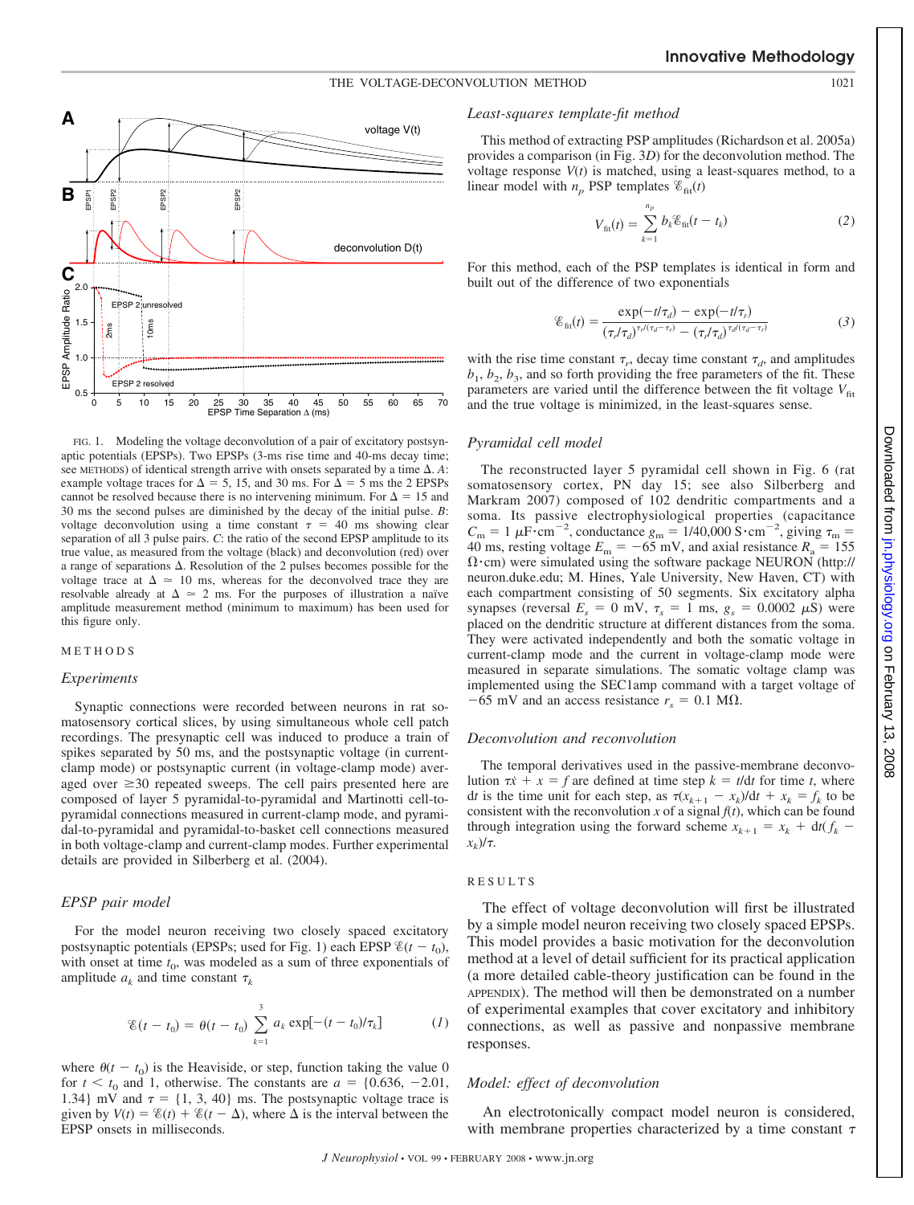FIG. 1. Modeling the voltage deconvolution of a pair of excitatory postsynaptic potentials (EPSPs). Two EPSPs (3-ms rise time and 40-ms decay time; see METHODS) of identical strength arrive with onsets separated by a time Δ. *A*: example voltage traces for Δ = 5, 15, and 30 ms. For Δ = 5 ms the 2 EPSPs cannot be resolved because there is no intervening minimum. For Δ = 15 and 30 ms the second pulses are diminished by the decay of the initial pulse. *B*: voltage deconvolution using a time constant τ = 40 ms showing clear separation of all 3 pulse pairs. *C*: the ratio of the second EPSP amplitude to its true value, as measured from the voltage (black) and deconvolution (red) over a range of separations Δ. Resolution of the 2 pulses becomes possible for the voltage trace at Δ ≃ 10 ms, whereas for the deconvolved trace they are resolvable already at Δ ≃ 2 ms. For the purposes of illustration a naïve amplitude measurement method (minimum to maximum) has been used for this figure only.

## METHODS

### Experiments

Synaptic connections were recorded between neurons in rat somatosensory cortical slices, by using simultaneous whole cell patch recordings. The presynaptic cell was induced to produce a train of spikes separated by 50 ms, and the postsynaptic voltage (in current-clamp mode) or postsynaptic current (in voltage-clamp mode) averaged over ≥30 repeated sweeps. The cell pairs presented here are composed of layer 5 pyramidal-to-pyramidal and Martinotti cell-to-pyramidal connections measured in current-clamp mode, and pyramidal-to-pyramidal and pyramidal-to-basket cell connections measured in both voltage-clamp and current-clamp modes. Further experimental details are provided in Silberberg et al. (2004).

### EPSP pair model

For the model neuron receiving two closely spaced excitatory postsynaptic potentials (EPSPs; used for Fig. 1) each EPSP $\mathscr{E}(t - t_0)$, with onset at time $t_0$, was modeled as a sum of three exponentials of amplitude $a_k$ and time constant $\tau_k$

$$\mathscr{E}(t - t_0) = \theta(t - t_0) \sum_{k=1}^{3} a_k \exp[-(t - t_0)/\tau_k] \tag{1}$$

where $\theta(t - t_0)$ is the Heaviside, or step, function taking the value 0 for $t < t_0$ and 1, otherwise. The constants are $a = \{0.636, -2.01, 1.34\}$ mV and $\tau = \{1, 3, 40\}$ ms. The postsynaptic voltage trace is given by $V(t) = \mathscr{E}(t) + \mathscr{E}(t - \Delta)$, where Δ is the interval between the EPSP onsets in milliseconds.

### Least-squares template-fit method

This method of extracting PSP amplitudes (Richardson et al. 2005a) provides a comparison (in Fig. 3*D*) for the deconvolution method. The voltage response $V(t)$ is matched, using a least-squares method, to a linear model with $n_p$ PSP templates $\mathscr{E}_{\text{fit}}(t)$

$$V_{\text{fit}}(t) = \sum_{k=1}^{n_p} b_k \mathscr{E}_{\text{fit}}(t - t_k) \tag{2}$$

For this method, each of the PSP templates is identical in form and built out of the difference of two exponentials

$$\mathscr{E}_{\text{fit}}(t) = \frac{\exp(-t/\tau_d) - \exp(-t/\tau_r)}{(\tau_r/\tau_d)^{\tau_r/(\tau_d - \tau_r)} - (\tau_r/\tau_d)^{\tau_d/(\tau_d - \tau_r)}} \tag{3}$$

with the rise time constant $\tau_r$, decay time constant $\tau_d$, and amplitudes $b_1$, $b_2$, $b_3$, and so forth providing the free parameters of the fit. These parameters are varied until the difference between the fit voltage $V_{\text{fit}}$ and the true voltage is minimized, in the least-squares sense.

### Pyramidal cell model

The reconstructed layer 5 pyramidal cell shown in Fig. 6 (rat somatosensory cortex, PN day 15; see also Silberberg and Markram 2007) composed of 102 dendritic compartments and a soma. Its passive electrophysiological properties (capacitance $C_m = 1\ \mu\text{F}\cdot\text{cm}^{-2}$, conductance $g_m = 1/40{,}000\ \text{S}\cdot\text{cm}^{-2}$, giving $\tau_m$ = 40 ms, resting voltage $E_m = -65$ mV, and axial resistance $R_a = 155\ \Omega\cdot\text{cm}$) were simulated using the software package NEURON (http://neuron.duke.edu; M. Hines, Yale University, New Haven, CT) with each compartment consisting of 50 segments. Six excitatory alpha synapses (reversal $E_s = 0$ mV, $\tau_s = 1$ ms, $g_s = 0.0002\ \mu$S) were placed on the dendritic structure at different distances from the soma. They were activated independently and both the somatic voltage in current-clamp mode and the current in voltage-clamp mode were measured in separate simulations. The somatic voltage clamp was implemented using the SEC1amp command with a target voltage of −65 mV and an access resistance $r_s = 0.1$ MΩ.

### Deconvolution and reconvolution

The temporal derivatives used in the passive-membrane deconvolution $\tau\dot{x} + x = f$ are defined at time step $k = t/\text{d}t$ for time $t$, where d$t$ is the time unit for each step, as $\tau(x_{k+1} - x_k)/\text{d}t + x_k = f_k$ to be consistent with the reconvolution $x$ of a signal $f(t)$, which can be found through integration using the forward scheme $x_{k+1} = x_k + \text{d}t(f_k - x_k)/\tau$.

## RESULTS

The effect of voltage deconvolution will first be illustrated by a simple model neuron receiving two closely spaced EPSPs. This model provides a basic motivation for the deconvolution method at a level of detail sufficient for its practical application (a more detailed cable-theory justification can be found in the APPENDIX). The method will then be demonstrated on a number of experimental examples that cover excitatory and inhibitory connections, as well as passive and nonpassive membrane responses.

### Model: effect of deconvolution

An electrotonically compact model neuron is considered, with membrane properties characterized by a time constant τ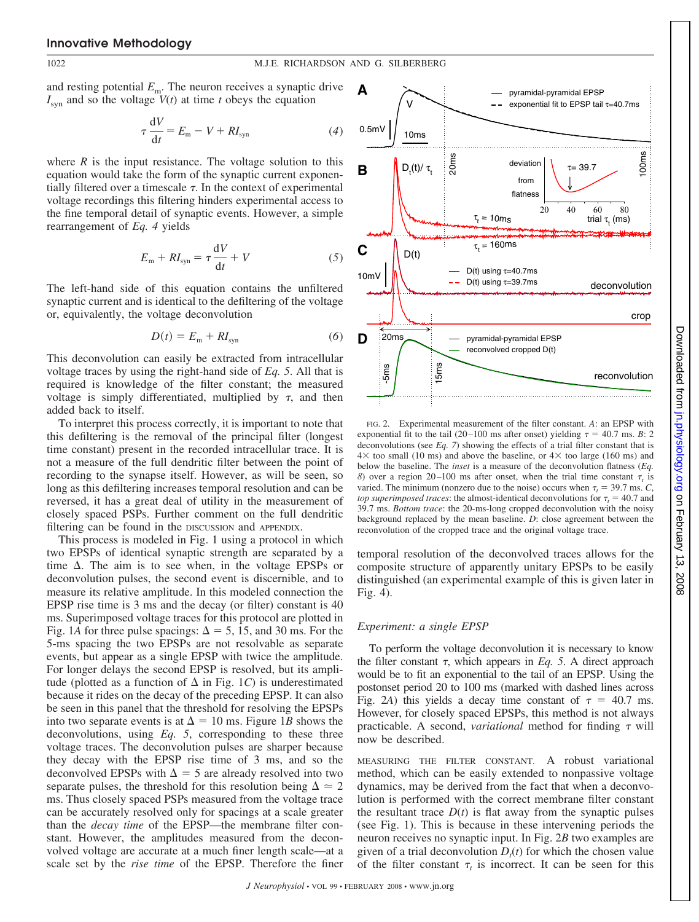and resting potential $E_m$. The neuron receives a synaptic drive $I_{syn}$ and so the voltage $V(t)$ at time $t$ obeys the equation

$$\tau \frac{dV}{dt} = E_m - V + RI_{syn} \tag{4}$$

where $R$ is the input resistance. The voltage solution to this equation would take the form of the synaptic current exponentially filtered over a timescale $\tau$. In the context of experimental voltage recordings this filtering hinders experimental access to the fine temporal detail of synaptic events. However, a simple rearrangement of *Eq. 4* yields

$$E_m + RI_{syn} = \tau \frac{dV}{dt} + V \tag{5}$$

The left-hand side of this equation contains the unfiltered synaptic current and is identical to the defiltering of the voltage or, equivalently, the voltage deconvolution

$$D(t) = E_m + RI_{syn} \tag{6}$$

This deconvolution can easily be extracted from intracellular voltage traces by using the right-hand side of *Eq. 5*. All that is required is knowledge of the filter constant; the measured voltage is simply differentiated, multiplied by $\tau$, and then added back to itself.

To interpret this process correctly, it is important to note that this defiltering is the removal of the principal filter (longest time constant) present in the recorded intracellular trace. It is not a measure of the full dendritic filter between the point of recording to the synapse itself. However, as will be seen, so long as this defiltering increases temporal resolution and can be reversed, it has a great deal of utility in the measurement of closely spaced PSPs. Further comment on the full dendritic filtering can be found in the DISCUSSION and APPENDIX.

This process is modeled in Fig. 1 using a protocol in which two EPSPs of identical synaptic strength are separated by a time $\Delta$. The aim is to see when, in the voltage EPSPs or deconvolution pulses, the second event is discernible, and to measure its relative amplitude. In this modeled connection the EPSP rise time is 3 ms and the decay (or filter) constant is 40 ms. Superimposed voltage traces for this protocol are plotted in Fig. 1*A* for three pulse spacings: $\Delta$ = 5, 15, and 30 ms. For the 5-ms spacing the two EPSPs are not resolvable as separate events, but appear as a single EPSP with twice the amplitude. For longer delays the second EPSP is resolved, but its amplitude (plotted as a function of $\Delta$ in Fig. 1*C*) is underestimated because it rides on the decay of the preceding EPSP. It can also be seen in this panel that the threshold for resolving the EPSPs into two separate events is at $\Delta$ = 10 ms. Figure 1*B* shows the deconvolutions, using *Eq. 5*, corresponding to these three voltage traces. The deconvolution pulses are sharper because they decay with the EPSP rise time of 3 ms, and so the deconvolved EPSPs with $\Delta$ = 5 are already resolved into two separate pulses, the threshold for this resolution being $\Delta \simeq 2$ ms. Thus closely spaced PSPs measured from the voltage trace can be accurately resolved only for spacings at a scale greater than the *decay time* of the EPSP—the membrane filter constant. However, the amplitudes measured from the deconvolved voltage are accurate at a much finer length scale—at a scale set by the *rise time* of the EPSP. Therefore the finer temporal resolution of the deconvolved traces allows for the composite structure of apparently unitary EPSPs to be easily distinguished (an experimental example of this is given later in Fig. 4).

FIG. 2. Experimental measurement of the filter constant. *A*: an EPSP with exponential fit to the tail (20–100 ms after onset) yielding $\tau$ = 40.7 ms. *B*: 2 deconvolutions (see *Eq. 7*) showing the effects of a trial filter constant that is 4× too small (10 ms) and above the baseline, or 4× too large (160 ms) and below the baseline. The *inset* is a measure of the deconvolution flatness (*Eq. 8*) over a region 20–100 ms after onset, when the trial time constant $\tau_t$ is varied. The minimum (nonzero due to the noise) occurs when $\tau_t$ = 39.7 ms. *C*, *top superimposed traces*: the almost-identical deconvolutions for $\tau_t$ = 40.7 and 39.7 ms. *Bottom trace*: the 20-ms-long cropped deconvolution with the noisy background replaced by the mean baseline. *D*: close agreement between the reconvolution of the cropped trace and the original voltage trace.

### *Experiment: a single EPSP*

To perform the voltage deconvolution it is necessary to know the filter constant $\tau$, which appears in *Eq. 5*. A direct approach would be to fit an exponential to the tail of an EPSP. Using the postonset period 20 to 100 ms (marked with dashed lines across Fig. 2*A*) this yields a decay time constant of $\tau$ = 40.7 ms. However, for closely spaced EPSPs, this method is not always practicable. A second, *variational* method for finding $\tau$ will now be described.

MEASURING THE FILTER CONSTANT. A robust variational method, which can be easily extended to nonpassive voltage dynamics, may be derived from the fact that when a deconvolution is performed with the correct membrane filter constant the resultant trace $D(t)$ is flat away from the synaptic pulses (see Fig. 1). This is because in these intervening periods the neuron receives no synaptic input. In Fig. 2*B* two examples are given of a trial deconvolution $D_t(t)$ for which the chosen value of the filter constant $\tau_t$ is incorrect. It can be seen for this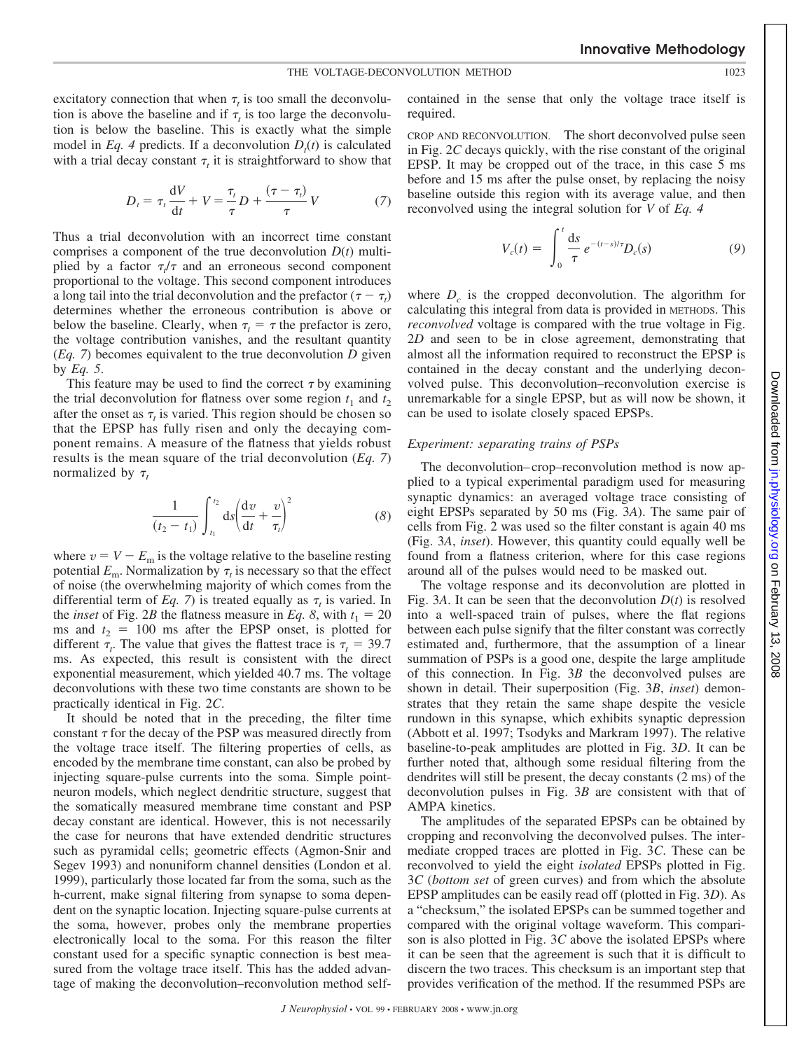excitatory connection that when $\tau_t$ is too small the deconvolution is above the baseline and if $\tau_t$ is too large the deconvolution is below the baseline. This is exactly what the simple model in *Eq. 4* predicts. If a deconvolution $D_t(t)$ is calculated with a trial decay constant $\tau_t$ it is straightforward to show that

$$D_t = \tau_t \frac{dV}{dt} + V = \frac{\tau_t}{\tau} D + \frac{(\tau - \tau_t)}{\tau} V \tag{7}$$

Thus a trial deconvolution with an incorrect time constant comprises a component of the true deconvolution $D(t)$ multiplied by a factor $\tau_t/\tau$ and an erroneous second component proportional to the voltage. This second component introduces a long tail into the trial deconvolution and the prefactor $(\tau - \tau_t)$ determines whether the erroneous contribution is above or below the baseline. Clearly, when $\tau_t = \tau$ the prefactor is zero, the voltage contribution vanishes, and the resultant quantity (*Eq. 7*) becomes equivalent to the true deconvolution $D$ given by *Eq. 5*.

This feature may be used to find the correct $\tau$ by examining the trial deconvolution for flatness over some region $t_1$ and $t_2$ after the onset as $\tau_t$ is varied. This region should be chosen so that the EPSP has fully risen and only the decaying component remains. A measure of the flatness that yields robust results is the mean square of the trial deconvolution (*Eq. 7*) normalized by $\tau_t$

$$\frac{1}{(t_2 - t_1)} \int_{t_1}^{t_2} ds \left( \frac{dv}{dt} + \frac{v}{\tau_t} \right)^2 \tag{8}$$

where $v = V - E_m$ is the voltage relative to the baseline resting potential $E_m$. Normalization by $\tau_t$ is necessary so that the effect of noise (the overwhelming majority of which comes from the differential term of *Eq. 7*) is treated equally as $\tau_t$ is varied. In the *inset* of Fig. 2*B* the flatness measure in *Eq. 8*, with $t_1 = 20$ ms and $t_2 = 100$ ms after the EPSP onset, is plotted for different $\tau_t$. The value that gives the flattest trace is $\tau_t = 39.7$ ms. As expected, this result is consistent with the direct exponential measurement, which yielded 40.7 ms. The voltage deconvolutions with these two time constants are shown to be practically identical in Fig. 2*C*.

It should be noted that in the preceding, the filter time constant $\tau$ for the decay of the PSP was measured directly from the voltage trace itself. The filtering properties of cells, as encoded by the membrane time constant, can also be probed by injecting square-pulse currents into the soma. Simple point-neuron models, which neglect dendritic structure, suggest that the somatically measured membrane time constant and PSP decay constant are identical. However, this is not necessarily the case for neurons that have extended dendritic structures such as pyramidal cells; geometric effects (Agmon-Snir and Segev 1993) and nonuniform channel densities (London et al. 1999), particularly those located far from the soma, such as the h-current, make signal filtering from synapse to soma dependent on the synaptic location. Injecting square-pulse currents at the soma, however, probes only the membrane properties electronically local to the soma. For this reason the filter constant used for a specific synaptic connection is best measured from the voltage trace itself. This has the added advantage of making the deconvolution–reconvolution method self-contained in the sense that only the voltage trace itself is required.

CROP AND RECONVOLUTION. The short deconvolved pulse seen in Fig. 2*C* decays quickly, with the rise constant of the original EPSP. It may be cropped out of the trace, in this case 5 ms before and 15 ms after the pulse onset, by replacing the noisy baseline outside this region with its average value, and then reconvolved using the integral solution for $V$ of *Eq. 4*

$$V_c(t) = \int_0^t \frac{ds}{\tau} e^{-(t-s)/\tau} D_c(s) \tag{9}$$

where $D_c$ is the cropped deconvolution. The algorithm for calculating this integral from data is provided in METHODS. This *reconvolved* voltage is compared with the true voltage in Fig. 2*D* and seen to be in close agreement, demonstrating that almost all the information required to reconstruct the EPSP is contained in the decay constant and the underlying deconvolved pulse. This deconvolution–reconvolution exercise is unremarkable for a single EPSP, but as will now be shown, it can be used to isolate closely spaced EPSPs.

### *Experiment: separating trains of PSPs*

The deconvolution–crop–reconvolution method is now applied to a typical experimental paradigm used for measuring synaptic dynamics: an averaged voltage trace consisting of eight EPSPs separated by 50 ms (Fig. 3*A*). The same pair of cells from Fig. 2 was used so the filter constant is again 40 ms (Fig. 3*A*, *inset*). However, this quantity could equally well be found from a flatness criterion, where for this case regions around all of the pulses would need to be masked out.

The voltage response and its deconvolution are plotted in Fig. 3*A*. It can be seen that the deconvolution $D(t)$ is resolved into a well-spaced train of pulses, where the flat regions between each pulse signify that the filter constant was correctly estimated and, furthermore, that the assumption of a linear summation of PSPs is a good one, despite the large amplitude of this connection. In Fig. 3*B* the deconvolved pulses are shown in detail. Their superposition (Fig. 3*B*, *inset*) demonstrates that they retain the same shape despite the vesicle rundown in this synapse, which exhibits synaptic depression (Abbott et al. 1997; Tsodyks and Markram 1997). The relative baseline-to-peak amplitudes are plotted in Fig. 3*D*. It can be further noted that, although some residual filtering from the dendrites will still be present, the decay constants (2 ms) of the deconvolution pulses in Fig. 3*B* are consistent with that of AMPA kinetics.

The amplitudes of the separated EPSPs can be obtained by cropping and reconvolving the deconvolved pulses. The intermediate cropped traces are plotted in Fig. 3*C*. These can be reconvolved to yield the eight *isolated* EPSPs plotted in Fig. 3*C* (*bottom set* of green curves) and from which the absolute EPSP amplitudes can be easily read off (plotted in Fig. 3*D*). As a "checksum," the isolated EPSPs can be summed together and compared with the original voltage waveform. This comparison is also plotted in Fig. 3*C* above the isolated EPSPs where it can be seen that the agreement is such that it is difficult to discern the two traces. This checksum is an important step that provides verification of the method. If the resummed PSPs are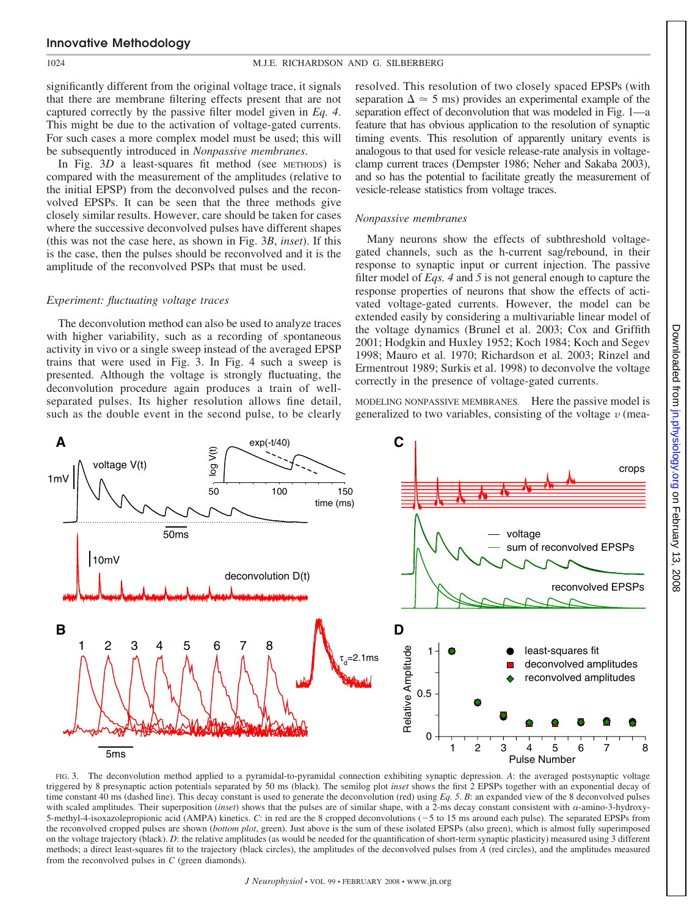significantly different from the original voltage trace, it signals that there are membrane filtering effects present that are not captured correctly by the passive filter model given in *Eq. 4*. This might be due to the activation of voltage-gated currents. For such cases a more complex model must be used; this will be subsequently introduced in *Nonpassive membranes*.

In Fig. 3*D* a least-squares fit method (see METHODS) is compared with the measurement of the amplitudes (relative to the initial EPSP) from the deconvolved pulses and the reconvolved EPSPs. It can be seen that the three methods give closely similar results. However, care should be taken for cases where the successive deconvolved pulses have different shapes (this was not the case here, as shown in Fig. 3*B*, *inset*). If this is the case, then the pulses should be reconvolved and it is the amplitude of the reconvolved PSPs that must be used.

### *Experiment: fluctuating voltage traces*

The deconvolution method can also be used to analyze traces with higher variability, such as a recording of spontaneous activity in vivo or a single sweep instead of the averaged EPSP trains that were used in Fig. 3. In Fig. 4 such a sweep is presented. Although the voltage is strongly fluctuating, the deconvolution procedure again produces a train of well-separated pulses. Its higher resolution allows fine detail, such as the double event in the second pulse, to be clearly resolved. This resolution of two closely spaced EPSPs (with separation $\Delta \simeq 5$ ms) provides an experimental example of the separation effect of deconvolution that was modeled in Fig. 1—a feature that has obvious application to the resolution of synaptic timing events. This resolution of apparently unitary events is analogous to that used for vesicle release-rate analysis in voltage-clamp current traces (Dempster 1986; Neher and Sakaba 2003), and so has the potential to facilitate greatly the measurement of vesicle-release statistics from voltage traces.

### *Nonpassive membranes*

Many neurons show the effects of subthreshold voltage-gated channels, such as the h-current sag/rebound, in their response to synaptic input or current injection. The passive filter model of *Eqs. 4* and *5* is not general enough to capture the response properties of neurons that show the effects of activated voltage-gated currents. However, the model can be extended easily by considering a multivariable linear model of the voltage dynamics (Brunel et al. 2003; Cox and Griffith 2001; Hodgkin and Huxley 1952; Koch 1984; Koch and Segev 1998; Mauro et al. 1970; Richardson et al. 2003; Rinzel and Ermentrout 1989; Surkis et al. 1998) to deconvolve the voltage correctly in the presence of voltage-gated currents.

MODELING NONPASSIVE MEMBRANES. Here the passive model is generalized to two variables, consisting of the voltage $v$ (mea-

FIG. 3. The deconvolution method applied to a pyramidal-to-pyramidal connection exhibiting synaptic depression. *A*: the averaged postsynaptic voltage triggered by 8 presynaptic action potentials separated by 50 ms (black). The semilog plot *inset* shows the first 2 EPSPs together with an exponential decay of time constant 40 ms (dashed line). This decay constant is used to generate the deconvolution (red) using *Eq. 5*. *B*: an expanded view of the 8 deconvolved pulses with scaled amplitudes. Their superposition (*inset*) shows that the pulses are of similar shape, with a 2-ms decay constant consistent with α-amino-3-hydroxy-5-methyl-4-isoxazolepropionic acid (AMPA) kinetics. *C*: in red are the 8 cropped deconvolutions (−5 to 15 ms around each pulse). The separated EPSPs from the reconvolved cropped pulses are shown (*bottom plot*, green). Just above is the sum of these isolated EPSPs (also green), which is almost fully superimposed on the voltage trajectory (black). *D*: the relative amplitudes (as would be needed for the quantification of short-term synaptic plasticity) measured using 3 different methods; a direct least-squares fit to the trajectory (black circles), the amplitudes of the deconvolved pulses from *A* (red circles), and the amplitudes measured from the reconvolved pulses in *C* (green diamonds).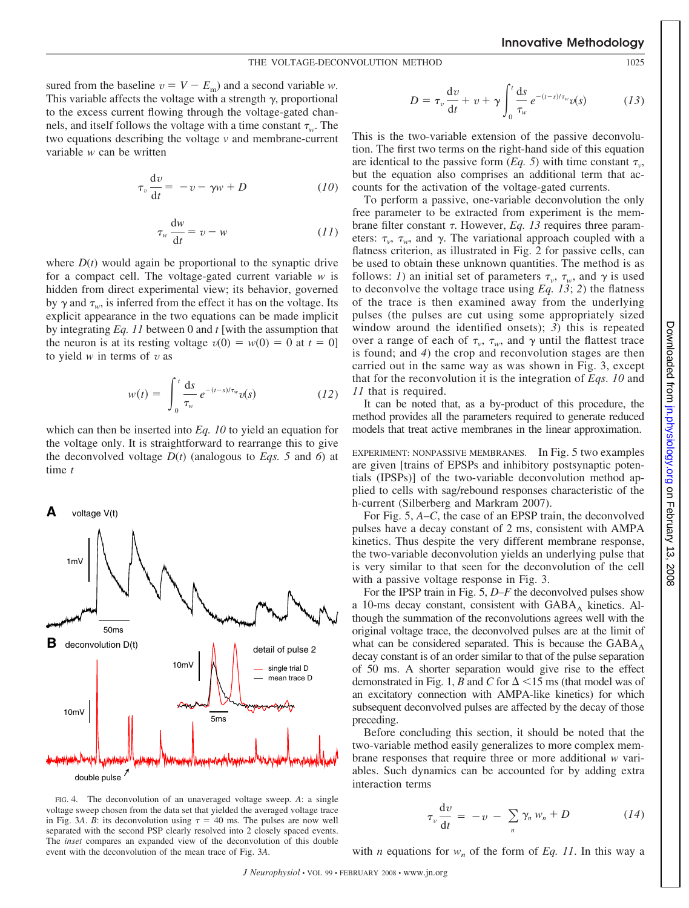sured from the baseline $v = V - E_m$) and a second variable $w$. This variable affects the voltage with a strength $\gamma$, proportional to the excess current flowing through the voltage-gated channels, and itself follows the voltage with a time constant $\tau_w$. The two equations describing the voltage $v$ and membrane-current variable $w$ can be written

$$\tau_v \frac{dv}{dt} = -v - \gamma w + D \tag{10}$$

$$\tau_w \frac{dw}{dt} = v - w \tag{11}$$

where $D(t)$ would again be proportional to the synaptic drive for a compact cell. The voltage-gated current variable $w$ is hidden from direct experimental view; its behavior, governed by $\gamma$ and $\tau_w$, is inferred from the effect it has on the voltage. Its explicit appearance in the two equations can be made implicit by integrating *Eq. 11* between 0 and $t$ [with the assumption that the neuron is at its resting voltage $v(0) = w(0) = 0$ at $t = 0$] to yield $w$ in terms of $v$ as

$$w(t) = \int_0^t \frac{ds}{\tau_w} e^{-(t-s)/\tau_w} v(s) \tag{12}$$

which can then be inserted into *Eq. 10* to yield an equation for the voltage only. It is straightforward to rearrange this to give the deconvolved voltage $D(t)$ (analogous to *Eqs. 5* and *6*) at time $t$

FIG. 4. The deconvolution of an unaveraged voltage sweep. *A*: a single voltage sweep chosen from the data set that yielded the averaged voltage trace in Fig. 3*A*. *B*: its deconvolution using $\tau = 40$ ms. The pulses are now well separated with the second PSP clearly resolved into 2 closely spaced events. The *inset* compares an expanded view of the deconvolution of this double event with the deconvolution of the mean trace of Fig. 3*A*.

$$D = \tau_v \frac{dv}{dt} + v + \gamma \int_0^t \frac{ds}{\tau_w} e^{-(t-s)/\tau_w} v(s) \tag{13}$$

This is the two-variable extension of the passive deconvolution. The first two terms on the right-hand side of this equation are identical to the passive form (*Eq. 5*) with time constant $\tau_v$, but the equation also comprises an additional term that accounts for the activation of the voltage-gated currents.

To perform a passive, one-variable deconvolution the only free parameter to be extracted from experiment is the membrane filter constant $\tau$. However, *Eq. 13* requires three parameters: $\tau_v$, $\tau_w$, and $\gamma$. The variational approach coupled with a flatness criterion, as illustrated in Fig. 2 for passive cells, can be used to obtain these unknown quantities. The method is as follows: *1*) an initial set of parameters $\tau_v$, $\tau_w$, and $\gamma$ is used to deconvolve the voltage trace using *Eq. 13*; *2*) the flatness of the trace is then examined away from the underlying pulses (the pulses are cut using some appropriately sized window around the identified onsets); *3*) this is repeated over a range of each of $\tau_v$, $\tau_w$, and $\gamma$ until the flattest trace is found; and *4*) the crop and reconvolution stages are then carried out in the same way as was shown in Fig. 3, except that for the reconvolution it is the integration of *Eqs. 10* and *11* that is required.

It can be noted that, as a by-product of this procedure, the method provides all the parameters required to generate reduced models that treat active membranes in the linear approximation.

EXPERIMENT: NONPASSIVE MEMBRANES. In Fig. 5 two examples are given [trains of EPSPs and inhibitory postsynaptic potentials (IPSPs)] of the two-variable deconvolution method applied to cells with sag/rebound responses characteristic of the h-current (Silberberg and Markram 2007).

For Fig. 5, *A–C*, the case of an EPSP train, the deconvolved pulses have a decay constant of 2 ms, consistent with AMPA kinetics. Thus despite the very different membrane response, the two-variable deconvolution yields an underlying pulse that is very similar to that seen for the deconvolution of the cell with a passive voltage response in Fig. 3.

For the IPSP train in Fig. 5, *D–F* the deconvolved pulses show a 10-ms decay constant, consistent with $GABA_A$ kinetics. Although the summation of the reconvolutions agrees well with the original voltage trace, the deconvolved pulses are at the limit of what can be considered separated. This is because the $GABA_A$ decay constant is of an order similar to that of the pulse separation of 50 ms. A shorter separation would give rise to the effect demonstrated in Fig. 1, *B* and *C* for $\Delta < 15$ ms (that model was of an excitatory connection with AMPA-like kinetics) for which subsequent deconvolved pulses are affected by the decay of those preceding.

Before concluding this section, it should be noted that the two-variable method easily generalizes to more complex membrane responses that require three or more additional $w$ variables. Such dynamics can be accounted for by adding extra interaction terms

$$\tau_v \frac{dv}{dt} = -v - \sum_n \gamma_n w_n + D \tag{14}$$

with $n$ equations for $w_n$ of the form of *Eq. 11*. In this way a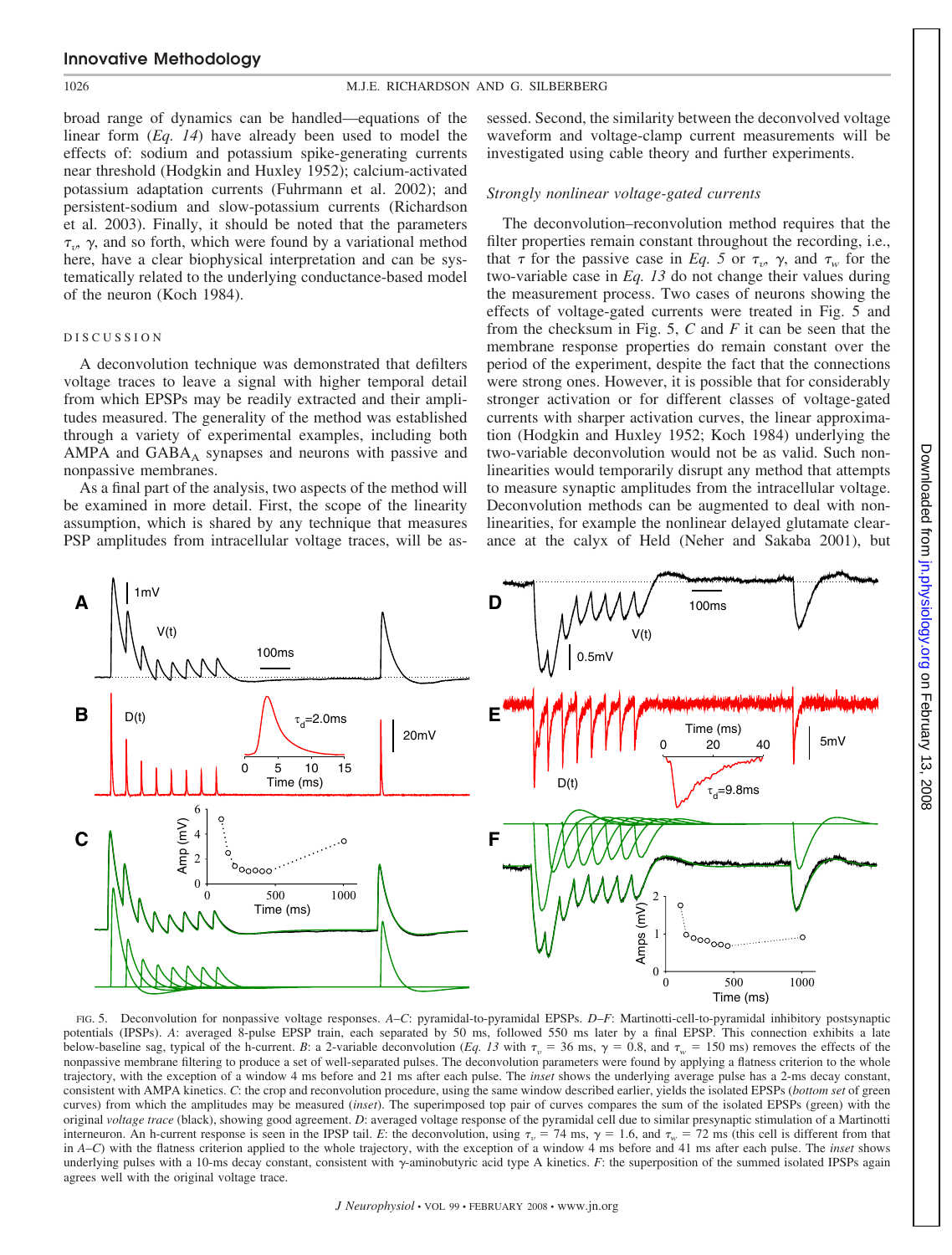broad range of dynamics can be handled—equations of the linear form (*Eq. 14*) have already been used to model the effects of: sodium and potassium spike-generating currents near threshold (Hodgkin and Huxley 1952); calcium-activated potassium adaptation currents (Fuhrmann et al. 2002); and persistent-sodium and slow-potassium currents (Richardson et al. 2003). Finally, it should be noted that the parameters $\tau_v$, $\gamma$, and so forth, which were found by a variational method here, have a clear biophysical interpretation and can be systematically related to the underlying conductance-based model of the neuron (Koch 1984).

## DISCUSSION

A deconvolution technique was demonstrated that defilters voltage traces to leave a signal with higher temporal detail from which EPSPs may be readily extracted and their amplitudes measured. The generality of the method was established through a variety of experimental examples, including both AMPA and $GABA_A$ synapses and neurons with passive and nonpassive membranes.

As a final part of the analysis, two aspects of the method will be examined in more detail. First, the scope of the linearity assumption, which is shared by any technique that measures PSP amplitudes from intracellular voltage traces, will be assessed. Second, the similarity between the deconvolved voltage waveform and voltage-clamp current measurements will be investigated using cable theory and further experiments.

### *Strongly nonlinear voltage-gated currents*

The deconvolution–reconvolution method requires that the filter properties remain constant throughout the recording, i.e., that $\tau$ for the passive case in *Eq. 5* or $\tau_v$, $\gamma$, and $\tau_w$ for the two-variable case in *Eq. 13* do not change their values during the measurement process. Two cases of neurons showing the effects of voltage-gated currents were treated in Fig. 5 and from the checksum in Fig. 5, *C* and *F* it can be seen that the membrane response properties do remain constant over the period of the experiment, despite the fact that the connections were strong ones. However, it is possible that for considerably stronger activation or for different classes of voltage-gated currents with sharper activation curves, the linear approximation (Hodgkin and Huxley 1952; Koch 1984) underlying the two-variable deconvolution would not be as valid. Such nonlinearities would temporarily disrupt any method that attempts to measure synaptic amplitudes from the intracellular voltage. Deconvolution methods can be augmented to deal with nonlinearities, for example the nonlinear delayed glutamate clearance at the calyx of Held (Neher and Sakaba 2001), but

FIG. 5. Deconvolution for nonpassive voltage responses. *A–C*: pyramidal-to-pyramidal EPSPs. *D–F*: Martinotti-cell-to-pyramidal inhibitory postsynaptic potentials (IPSPs). *A*: averaged 8-pulse EPSP train, each separated by 50 ms, followed 550 ms later by a final EPSP. This connection exhibits a late below-baseline sag, typical of the h-current. *B*: a 2-variable deconvolution (*Eq. 13* with $\tau_v$ = 36 ms, $\gamma$ = 0.8, and $\tau_w$ = 150 ms) removes the effects of the nonpassive membrane filtering to produce a set of well-separated pulses. The deconvolution parameters were found by applying a flatness criterion to the whole trajectory, with the exception of a window 4 ms before and 21 ms after each pulse. The *inset* shows the underlying average pulse has a 2-ms decay constant, consistent with AMPA kinetics. *C*: the crop and reconvolution procedure, using the same window described earlier, yields the isolated EPSPs (*bottom set* of green curves) from which the amplitudes may be measured (*inset*). The superimposed top pair of curves compares the sum of the isolated EPSPs (green) with the original *voltage trace* (black), showing good agreement. *D*: averaged voltage response of the pyramidal cell due to similar presynaptic stimulation of a Martinotti interneuron. An h-current response is seen in the IPSP tail. *E*: the deconvolution, using $\tau_v$ = 74 ms, $\gamma$ = 1.6, and $\tau_w$ = 72 ms (this cell is different from that in *A–C*) with the flatness criterion applied to the whole trajectory, with the exception of a window 4 ms before and 41 ms after each pulse. The *inset* shows underlying pulses with a 10-ms decay constant, consistent with γ-aminobutyric acid type A kinetics. *F*: the superposition of the summed isolated IPSPs again agrees well with the original voltage trace.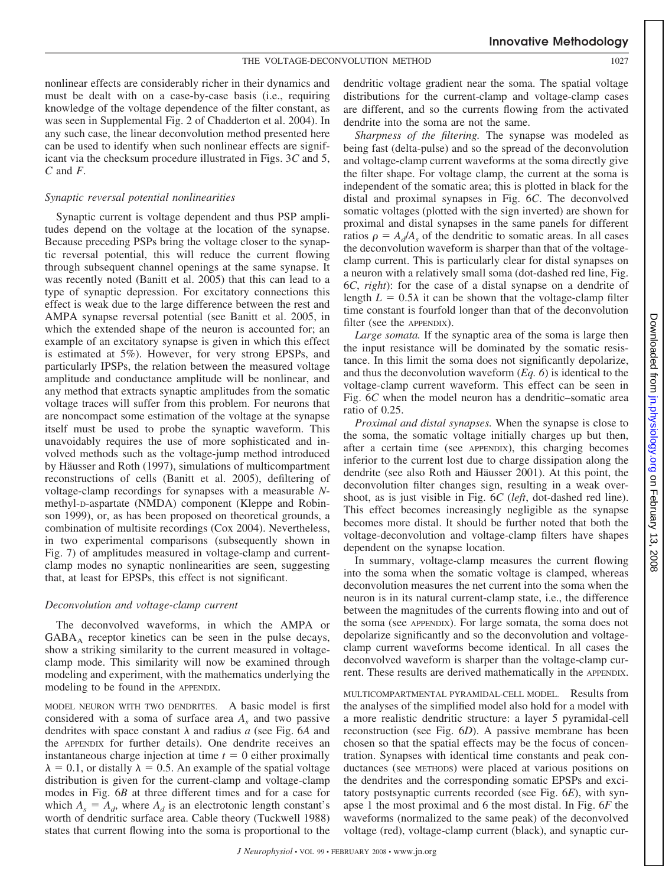nonlinear effects are considerably richer in their dynamics and must be dealt with on a case-by-case basis (i.e., requiring knowledge of the voltage dependence of the filter constant, as was seen in Supplemental Fig. 2 of Chadderton et al. 2004). In any such case, the linear deconvolution method presented here can be used to identify when such nonlinear effects are significant via the checksum procedure illustrated in Figs. 3*C* and 5, *C* and *F*.

### *Synaptic reversal potential nonlinearities*

Synaptic current is voltage dependent and thus PSP amplitudes depend on the voltage at the location of the synapse. Because preceding PSPs bring the voltage closer to the synaptic reversal potential, this will reduce the current flowing through subsequent channel openings at the same synapse. It was recently noted (Banitt et al. 2005) that this can lead to a type of synaptic depression. For excitatory connections this effect is weak due to the large difference between the rest and AMPA synapse reversal potential (see Banitt et al. 2005, in which the extended shape of the neuron is accounted for; an example of an excitatory synapse is given in which this effect is estimated at 5%). However, for very strong EPSPs, and particularly IPSPs, the relation between the measured voltage amplitude and conductance amplitude will be nonlinear, and any method that extracts synaptic amplitudes from the somatic voltage traces will suffer from this problem. For neurons that are noncompact some estimation of the voltage at the synapse itself must be used to probe the synaptic waveform. This unavoidably requires the use of more sophisticated and involved methods such as the voltage-jump method introduced by Häusser and Roth (1997), simulations of multicompartment reconstructions of cells (Banitt et al. 2005), defiltering of voltage-clamp recordings for synapses with a measurable *N*-methyl-D-aspartate (NMDA) component (Kleppe and Robinson 1999), or, as has been proposed on theoretical grounds, a combination of multisite recordings (Cox 2004). Nevertheless, in two experimental comparisons (subsequently shown in Fig. 7) of amplitudes measured in voltage-clamp and current-clamp modes no synaptic nonlinearities are seen, suggesting that, at least for EPSPs, this effect is not significant.

### *Deconvolution and voltage-clamp current*

The deconvolved waveforms, in which the AMPA or $GABA_A$ receptor kinetics can be seen in the pulse decays, show a striking similarity to the current measured in voltage-clamp mode. This similarity will now be examined through modeling and experiment, with the mathematics underlying the modeling to be found in the APPENDIX.

MODEL NEURON WITH TWO DENDRITES. A basic model is first considered with a soma of surface area $A_s$ and two passive dendrites with space constant $\lambda$ and radius $a$ (see Fig. 6*A* and the APPENDIX for further details). One dendrite receives an instantaneous charge injection at time $t = 0$ either proximally $\lambda = 0.1$, or distally $\lambda = 0.5$. An example of the spatial voltage distribution is given for the current-clamp and voltage-clamp modes in Fig. 6*B* at three different times and for a case for which $A_s = A_d$, where $A_d$ is an electrotonic length constant's worth of dendritic surface area. Cable theory (Tuckwell 1988) states that current flowing into the soma is proportional to the dendritic voltage gradient near the soma. The spatial voltage distributions for the current-clamp and voltage-clamp cases are different, and so the currents flowing from the activated dendrite into the soma are not the same.

*Sharpness of the filtering.* The synapse was modeled as being fast (delta-pulse) and so the spread of the deconvolution and voltage-clamp current waveforms at the soma directly give the filter shape. For voltage clamp, the current at the soma is independent of the somatic area; this is plotted in black for the distal and proximal synapses in Fig. 6*C*. The deconvolved somatic voltages (plotted with the sign inverted) are shown for proximal and distal synapses in the same panels for different ratios $\rho = A_d/A_s$ of the dendritic to somatic areas. In all cases the deconvolution waveform is sharper than that of the voltage-clamp current. This is particularly clear for distal synapses on a neuron with a relatively small soma (dot-dashed red line, Fig. 6*C*, *right*): for the case of a distal synapse on a dendrite of length $L = 0.5\lambda$ it can be shown that the voltage-clamp filter time constant is fourfold longer than that of the deconvolution filter (see the APPENDIX).

*Large somata.* If the synaptic area of the soma is large then the input resistance will be dominated by the somatic resistance. In this limit the soma does not significantly depolarize, and thus the deconvolution waveform (*Eq. 6*) is identical to the voltage-clamp current waveform. This effect can be seen in Fig. 6*C* when the model neuron has a dendritic–somatic area ratio of 0.25.

*Proximal and distal synapses.* When the synapse is close to the soma, the somatic voltage initially charges up but then, after a certain time (see APPENDIX), this charging becomes inferior to the current lost due to charge dissipation along the dendrite (see also Roth and Häusser 2001). At this point, the deconvolution filter changes sign, resulting in a weak overshoot, as is just visible in Fig. 6*C* (*left*, dot-dashed red line). This effect becomes increasingly negligible as the synapse becomes more distal. It should be further noted that both the voltage-deconvolution and voltage-clamp filters have shapes dependent on the synapse location.

In summary, voltage-clamp measures the current flowing into the soma when the somatic voltage is clamped, whereas deconvolution measures the net current into the soma when the neuron is in its natural current-clamp state, i.e., the difference between the magnitudes of the currents flowing into and out of the soma (see APPENDIX). For large somata, the soma does not depolarize significantly and so the deconvolution and voltage-clamp current waveforms become identical. In all cases the deconvolved waveform is sharper than the voltage-clamp current. These results are derived mathematically in the APPENDIX.

MULTICOMPARTMENTAL PYRAMIDAL-CELL MODEL. Results from the analyses of the simplified model also hold for a model with a more realistic dendritic structure: a layer 5 pyramidal-cell reconstruction (see Fig. 6*D*). A passive membrane has been chosen so that the spatial effects may be the focus of concentration. Synapses with identical time constants and peak conductances (see METHODS) were placed at various positions on the dendrites and the corresponding somatic EPSPs and excitatory postsynaptic currents recorded (see Fig. 6*E*), with synapse 1 the most proximal and 6 the most distal. In Fig. 6*F* the waveforms (normalized to the same peak) of the deconvolved voltage (red), voltage-clamp current (black), and synaptic cur-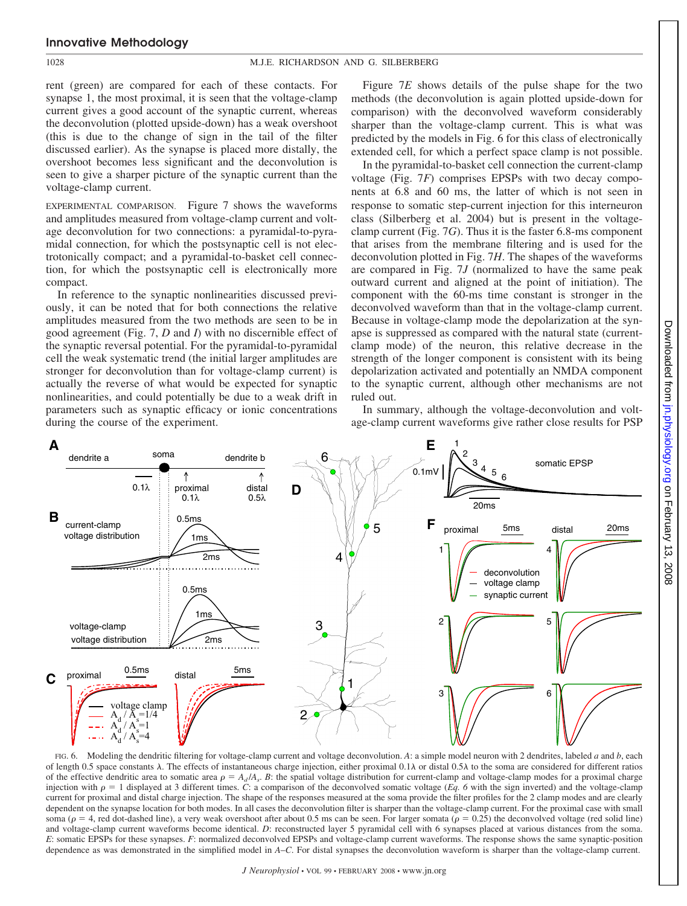rent (green) are compared for each of these contacts. For synapse 1, the most proximal, it is seen that the voltage-clamp current gives a good account of the synaptic current, whereas the deconvolution (plotted upside-down) has a weak overshoot (this is due to the change of sign in the tail of the filter discussed earlier). As the synapse is placed more distally, the overshoot becomes less significant and the deconvolution is seen to give a sharper picture of the synaptic current than the voltage-clamp current.

EXPERIMENTAL COMPARISON. Figure 7 shows the waveforms and amplitudes measured from voltage-clamp current and voltage deconvolution for two connections: a pyramidal-to-pyramidal connection, for which the postsynaptic cell is not electrotonically compact; and a pyramidal-to-basket cell connection, for which the postsynaptic cell is electronically more compact.

In reference to the synaptic nonlinearities discussed previously, it can be noted that for both connections the relative amplitudes measured from the two methods are seen to be in good agreement (Fig. 7, *D* and *I*) with no discernible effect of the synaptic reversal potential. For the pyramidal-to-pyramidal cell the weak systematic trend (the initial larger amplitudes are stronger for deconvolution than for voltage-clamp current) is actually the reverse of what would be expected for synaptic nonlinearities, and could potentially be due to a weak drift in parameters such as synaptic efficacy or ionic concentrations during the course of the experiment.

Figure 7*E* shows details of the pulse shape for the two methods (the deconvolution is again plotted upside-down for comparison) with the deconvolved waveform considerably sharper than the voltage-clamp current. This is what was predicted by the models in Fig. 6 for this class of electronically extended cell, for which a perfect space clamp is not possible.

In the pyramidal-to-basket cell connection the current-clamp voltage (Fig. 7*F*) comprises EPSPs with two decay components at 6.8 and 60 ms, the latter of which is not seen in response to somatic step-current injection for this interneuron class (Silberberg et al. 2004) but is present in the voltage-clamp current (Fig. 7*G*). Thus it is the faster 6.8-ms component that arises from the membrane filtering and is used for the deconvolution plotted in Fig. 7*H*. The shapes of the waveforms are compared in Fig. 7*J* (normalized to have the same peak outward current and aligned at the point of initiation). The component with the 60-ms time constant is stronger in the deconvolved waveform than that in the voltage-clamp current. Because in voltage-clamp mode the depolarization at the synapse is suppressed as compared with the natural state (current-clamp mode) of the neuron, this relative decrease in the strength of the longer component is consistent with its being depolarization activated and potentially an NMDA component to the synaptic current, although other mechanisms are not ruled out.

In summary, although the voltage-deconvolution and voltage-clamp current waveforms give rather close results for PSP

FIG. 6. Modeling the dendritic filtering for voltage-clamp current and voltage deconvolution. *A*: a simple model neuron with 2 dendrites, labeled *a* and *b*, each of length 0.5 space constants λ. The effects of instantaneous charge injection, either proximal 0.1λ or distal 0.5λ to the soma are considered for different ratios of the effective dendritic area to somatic area $\rho = A_d/A_s$. *B*: the spatial voltage distribution for current-clamp and voltage-clamp modes for a proximal charge injection with $\rho = 1$ displayed at 3 different times. *C*: a comparison of the deconvolved somatic voltage (*Eq. 6* with the sign inverted) and the voltage-clamp current for proximal and distal charge injection. The shape of the responses measured at the soma provide the filter profiles for the 2 clamp modes and are clearly dependent on the synapse location for both modes. In all cases the deconvolution filter is sharper than the voltage-clamp current. For the proximal case with small soma ($\rho = 4$, red dot-dashed line), a very weak overshoot after about 0.5 ms can be seen. For larger somata ($\rho = 0.25$) the deconvolved voltage (red solid line) and voltage-clamp current waveforms become identical. *D*: reconstructed layer 5 pyramidal cell with 6 synapses placed at various distances from the soma. *E*: somatic EPSPs for these synapses. *F*: normalized deconvolved EPSPs and voltage-clamp current waveforms. The response shows the same synaptic-position dependence as was demonstrated in the simplified model in *A*–*C*. For distal synapses the deconvolution waveform is sharper than the voltage-clamp current.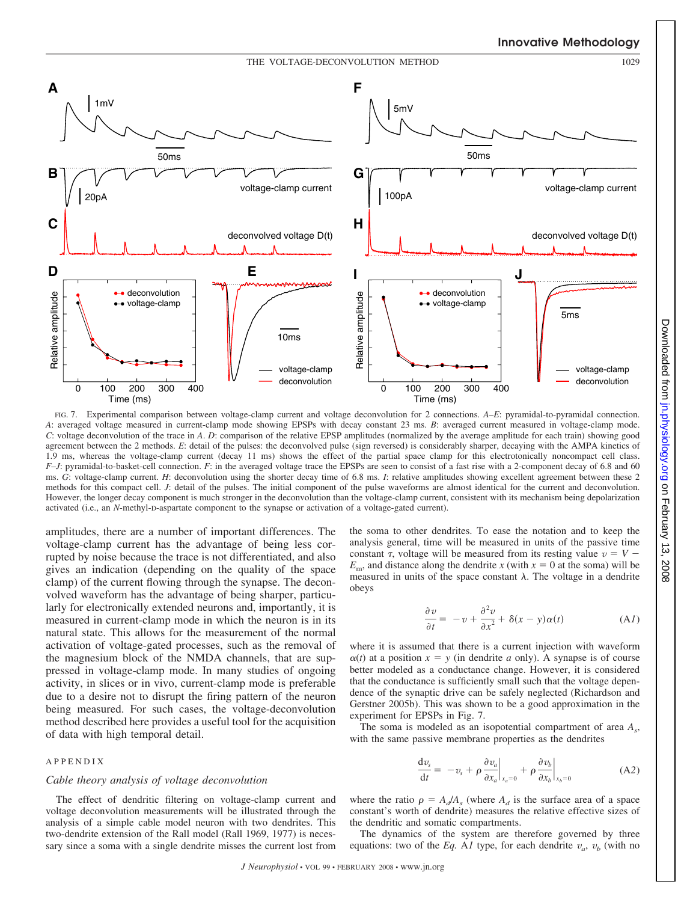FIG. 7. Experimental comparison between voltage-clamp current and voltage deconvolution for 2 connections. *A–E*: pyramidal-to-pyramidal connection. *A*: averaged voltage measured in current-clamp mode showing EPSPs with decay constant 23 ms. *B*: averaged current measured in voltage-clamp mode. *C*: voltage deconvolution of the trace in *A*. *D*: comparison of the relative EPSP amplitudes (normalized by the average amplitude for each train) showing good agreement between the 2 methods. *E*: detail of the pulses: the deconvolved pulse (sign reversed) is considerably sharper, decaying with the AMPA kinetics of 1.9 ms, whereas the voltage-clamp current (decay 11 ms) shows the effect of the partial space clamp for this electrotonically noncompact cell class. *F–J*: pyramidal-to-basket-cell connection. *F*: in the averaged voltage trace the EPSPs are seen to consist of a fast rise with a 2-component decay of 6.8 and 60 ms. *G*: voltage-clamp current. *H*: deconvolution using the shorter decay time of 6.8 ms. *I*: relative amplitudes showing excellent agreement between these 2 methods for this compact cell. *J*: detail of the pulses. The initial component of the pulse waveforms are almost identical for the current and deconvolution. However, the longer decay component is much stronger in the deconvolution than the voltage-clamp current, consistent with its mechanism being depolarization activated (i.e., an *N*-methyl-D-aspartate component to the synapse or activation of a voltage-gated current).

amplitudes, there are a number of important differences. The voltage-clamp current has the advantage of being less corrupted by noise because the trace is not differentiated, and also gives an indication (depending on the quality of the space clamp) of the current flowing through the synapse. The deconvolved waveform has the advantage of being sharper, particularly for electronically extended neurons and, importantly, it is measured in current-clamp mode in which the neuron is in its natural state. This allows for the measurement of the normal activation of voltage-gated processes, such as the removal of the magnesium block of the NMDA channels, that are suppressed in voltage-clamp mode. In many studies of ongoing activity, in slices or in vivo, current-clamp mode is preferable due to a desire not to disrupt the firing pattern of the neuron being measured. For such cases, the voltage-deconvolution method described here provides a useful tool for the acquisition of data with high temporal detail.

## APPENDIX

### *Cable theory analysis of voltage deconvolution*

The effect of dendritic filtering on voltage-clamp current and voltage deconvolution measurements will be illustrated through the analysis of a simple cable model neuron with two dendrites. This two-dendrite extension of the Rall model (Rall 1969, 1977) is necessary since a soma with a single dendrite misses the current lost from the soma to other dendrites. To ease the notation and to keep the analysis general, time will be measured in units of the passive time constant $\tau$, voltage will be measured from its resting value $v = V - E_m$, and distance along the dendrite $x$ (with $x = 0$ at the soma) will be measured in units of the space constant $\lambda$. The voltage in a dendrite obeys

$$\frac{\partial v}{\partial t} = -v + \frac{\partial^2 v}{\partial x^2} + \delta(x - y)\alpha(t) \qquad \text{(A1)}$$

where it is assumed that there is a current injection with waveform $\alpha(t)$ at a position $x = y$ (in dendrite $a$ only). A synapse is of course better modeled as a conductance change. However, it is considered that the conductance is sufficiently small such that the voltage dependence of the synaptic drive can be safely neglected (Richardson and Gerstner 2005b). This was shown to be a good approximation in the experiment for EPSPs in Fig. 7.

The soma is modeled as an isopotential compartment of area $A_s$, with the same passive membrane properties as the dendrites

$$\frac{dv_s}{dt} = -v_s + \rho \left.\frac{\partial v_a}{\partial x_a}\right|_{x_a=0} + \rho \left.\frac{\partial v_b}{\partial x_b}\right|_{x_b=0} \qquad \text{(A2)}$$

where the ratio $\rho = A_d/A_s$ (where $A_d$ is the surface area of a space constant's worth of dendrite) measures the relative effective sizes of the dendritic and somatic compartments.

The dynamics of the system are therefore governed by three equations: two of the *Eq.* A*1* type, for each dendrite $v_a$, $v_b$ (with no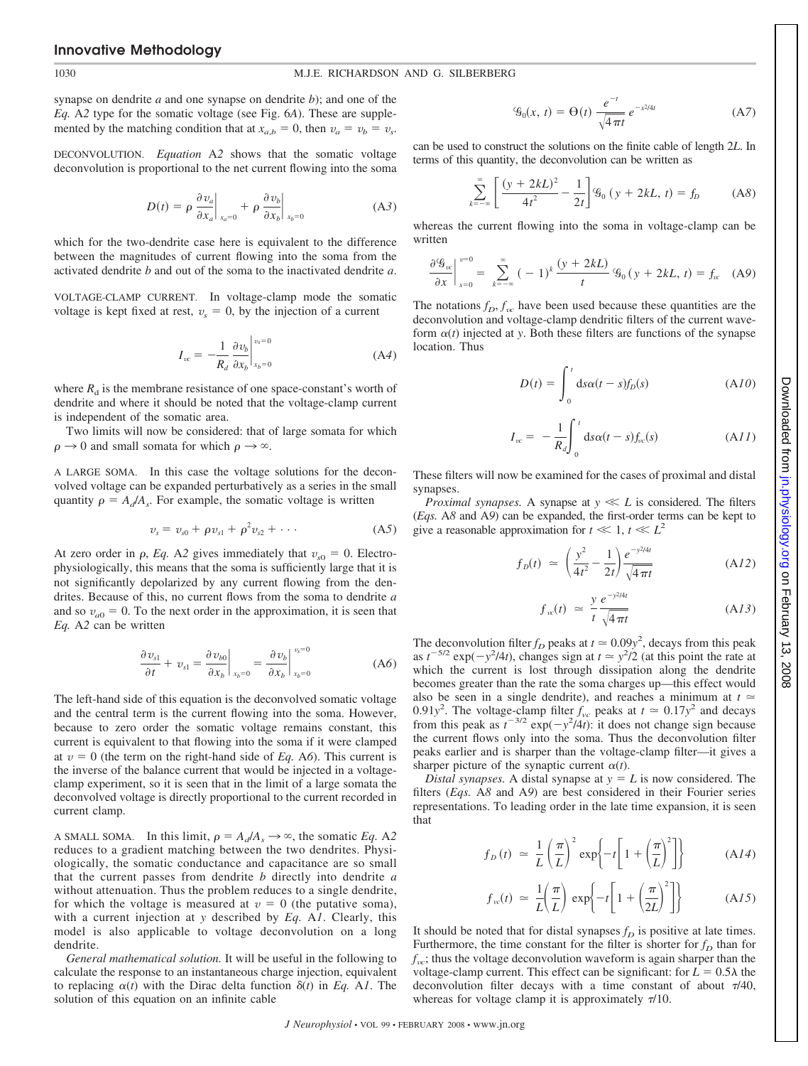synapse on dendrite *a* and one synapse on dendrite *b*); and one of the *Eq.* A*2* type for the somatic voltage (see Fig. 6*A*). These are supplemented by the matching condition that at $x_{a,b} = 0$, then $v_a = v_b = v_s$.

DECONVOLUTION. *Equation* A*2* shows that the somatic voltage deconvolution is proportional to the net current flowing into the soma

$$D(t) = \rho \left.\frac{\partial v_a}{\partial x_a}\right|_{x_a=0} + \rho \left.\frac{\partial v_b}{\partial x_b}\right|_{x_b=0} \tag{A3}$$

which for the two-dendrite case here is equivalent to the difference between the magnitudes of current flowing into the soma from the activated dendrite *b* and out of the soma to the inactivated dendrite *a*.

VOLTAGE-CLAMP CURRENT. In voltage-clamp mode the somatic voltage is kept fixed at rest, $v_s = 0$, by the injection of a current

$$I_{vc} = -\frac{1}{R_d} \left.\frac{\partial v_b}{\partial x_b}\right|_{x_b=0}^{v_s=0} \tag{A4}$$

where $R_{\rm d}$ is the membrane resistance of one space-constant's worth of dendrite and where it should be noted that the voltage-clamp current is independent of the somatic area.

Two limits will now be considered: that of large somata for which $\rho \to 0$ and small somata for which $\rho \to \infty$.

A LARGE SOMA. In this case the voltage solutions for the deconvolved voltage can be expanded perturbatively as a series in the small quantity $\rho = A_d/A_s$. For example, the somatic voltage is written

$$v_s = v_{s0} + \rho v_{s1} + \rho^2 v_{s2} + \cdots \tag{A5}$$

At zero order in $\rho$, *Eq.* A*2* gives immediately that $v_{s0} = 0$. Electrophysiologically, this means that the soma is sufficiently large that it is not significantly depolarized by any current flowing from the dendrites. Because of this, no current flows from the soma to dendrite *a* and so $v_{a0} = 0$. To the next order in the approximation, it is seen that *Eq.* A*2* can be written

$$\frac{\partial v_{s1}}{\partial t} + v_{s1} = \left.\frac{\partial v_{b0}}{\partial x_b}\right|_{x_b=0} = \left.\frac{\partial v_b}{\partial x_b}\right|_{x_b=0}^{v_s=0} \tag{A6}$$

The left-hand side of this equation is the deconvolved somatic voltage and the central term is the current flowing into the soma. However, because to zero order the somatic voltage remains constant, this current is equivalent to that flowing into the soma if it were clamped at $v = 0$ (the term on the right-hand side of *Eq.* A*6*). This current is the inverse of the balance current that would be injected in a voltage-clamp experiment, so it is seen that in the limit of a large somata the deconvolved voltage is directly proportional to the current recorded in current clamp.

A SMALL SOMA. In this limit, $\rho = A_d/A_s \to \infty$, the somatic *Eq.* A*2* reduces to a gradient matching between the two dendrites. Physiologically, the somatic conductance and capacitance are so small that the current passes from dendrite *b* directly into dendrite *a* without attenuation. Thus the problem reduces to a single dendrite, for which the voltage is measured at $v = 0$ (the putative soma), with a current injection at *y* described by *Eq.* A*1*. Clearly, this model is also applicable to voltage deconvolution on a long dendrite.

*General mathematical solution.* It will be useful in the following to calculate the response to an instantaneous charge injection, equivalent to replacing $\alpha(t)$ with the Dirac delta function $\delta(t)$ in *Eq.* A*1*. The solution of this equation on an infinite cable

$$\mathcal{G}_0(x, t) = \Theta(t)\, \frac{e^{-t}}{\sqrt{4\pi t}}\, e^{-x^2/4t} \tag{A7}$$

can be used to construct the solutions on the finite cable of length 2*L*. In terms of this quantity, the deconvolution can be written as

$$\sum_{k=-\infty}^{\infty} \left[\frac{(y + 2kL)^2}{4t^2} - \frac{1}{2t}\right] \mathcal{G}_0\,(y + 2kL,\, t) = f_D \tag{A8}$$

whereas the current flowing into the soma in voltage-clamp can be written

$$\left.\frac{\partial \mathcal{G}_{vc}}{\partial x}\right|_{x=0}^{v=0} = \sum_{k=-\infty}^{\infty} (-1)^k \,\frac{(y + 2kL)}{t}\, \mathcal{G}_0\,(y + 2kL,\, t) = f_{vc} \tag{A9}$$

The notations $f_D$, $f_{vc}$ have been used because these quantities are the deconvolution and voltage-clamp dendritic filters of the current waveform $\alpha(t)$ injected at *y*. Both these filters are functions of the synapse location. Thus

$$D(t) = \int_0^t {\rm d}s\,\alpha(t - s) f_D(s) \tag{A10}$$

$$I_{vc} = -\frac{1}{R_d}\int_0^t {\rm d}s\,\alpha(t - s) f_{vc}(s) \tag{A11}$$

These filters will now be examined for the cases of proximal and distal synapses.

*Proximal synapses.* A synapse at $y \ll L$ is considered. The filters (*Eqs.* A*8* and A*9*) can be expanded, the first-order terms can be kept to give a reasonable approximation for $t \ll 1$, $t \ll L^2$

$$f_D(t) \simeq \left(\frac{y^2}{4t^2} - \frac{1}{2t}\right) \frac{e^{-y^2/4t}}{\sqrt{4\pi t}} \tag{A12}$$

$$f_{vc}(t) \simeq \frac{y}{t}\, \frac{e^{-y^2/4t}}{\sqrt{4\pi t}} \tag{A13}$$

The deconvolution filter $f_D$ peaks at $t \simeq 0.09y^2$, decays from this peak as $t^{-5/2}\exp(-y^2/4t)$, changes sign at $t \simeq y^2/2$ (at this point the rate at which the current is lost through dissipation along the dendrite becomes greater than the rate the soma charges up—this effect would also be seen in a single dendrite), and reaches a minimum at $t \simeq 0.91y^2$. The voltage-clamp filter $f_{vc}$ peaks at $t \simeq 0.17y^2$ and decays from this peak as $t^{-3/2}\exp(-y^2/4t)$: it does not change sign because the current flows only into the soma. Thus the deconvolution filter peaks earlier and is sharper than the voltage-clamp filter—it gives a sharper picture of the synaptic current $\alpha(t)$.

*Distal synapses.* A distal synapse at $y = L$ is now considered. The filters (*Eqs.* A*8* and A*9*) are best considered in their Fourier series representations. To leading order in the late time expansion, it is seen that

$$f_D(t) \simeq \frac{1}{L}\left(\frac{\pi}{L}\right)^2 \exp\left\{-t\left[1 + \left(\frac{\pi}{L}\right)^2\right]\right\} \tag{A14}$$

$$f_{vc}(t) \simeq \frac{1}{L}\left(\frac{\pi}{L}\right) \exp\left\{-t\left[1 + \left(\frac{\pi}{2L}\right)^2\right]\right\} \tag{A15}$$

It should be noted that for distal synapses $f_D$ is positive at late times. Furthermore, the time constant for the filter is shorter for $f_D$ than for $f_{vc}$; thus the voltage deconvolution waveform is again sharper than the voltage-clamp current. This effect can be significant: for $L = 0.5\lambda$ the deconvolution filter decays with a time constant of about $\tau/40$, whereas for voltage clamp it is approximately $\tau/10$.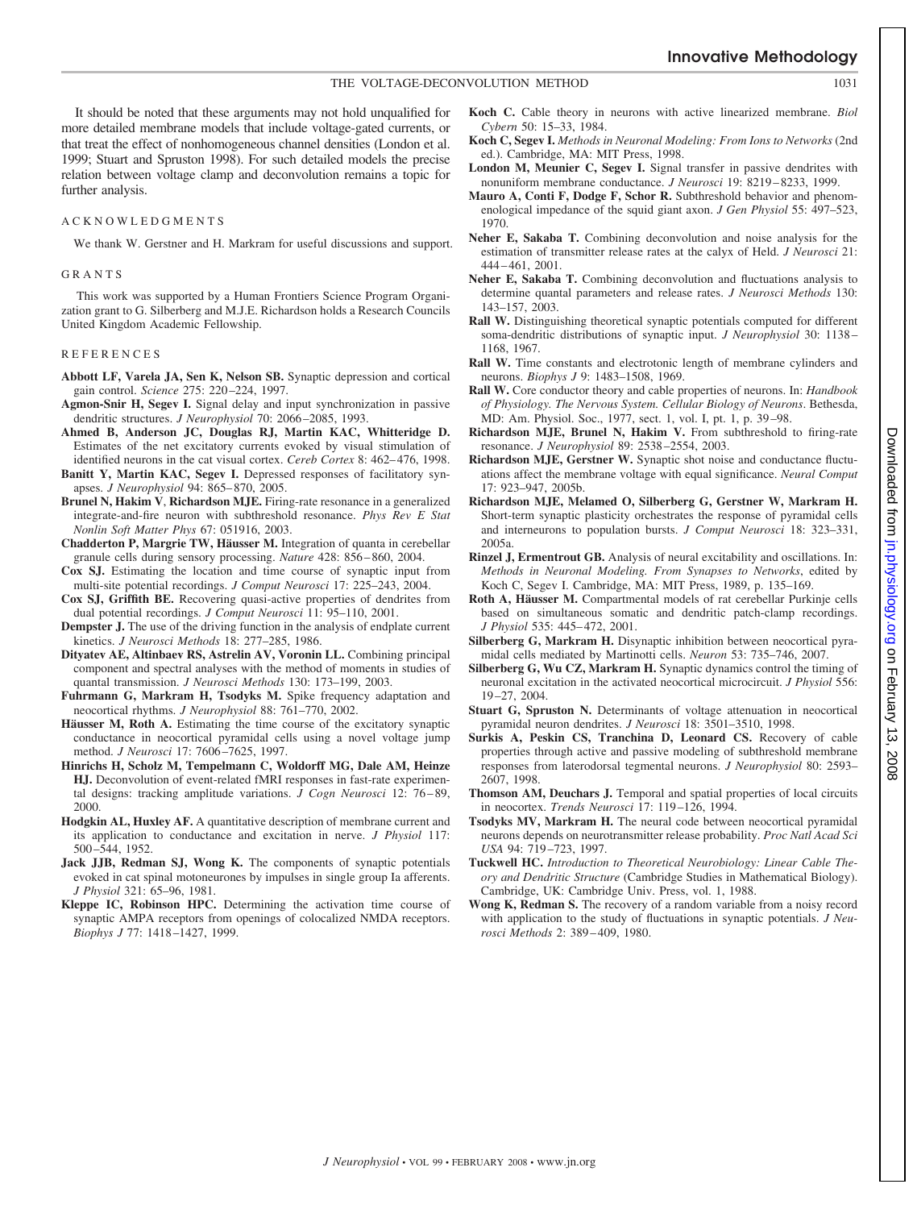It should be noted that these arguments may not hold unqualified for more detailed membrane models that include voltage-gated currents, or that treat the effect of nonhomogeneous channel densities (London et al. 1999; Stuart and Spruston 1998). For such detailed models the precise relation between voltage clamp and deconvolution remains a topic for further analysis.

## ACKNOWLEDGMENTS

We thank W. Gerstner and H. Markram for useful discussions and support.

## GRANTS

This work was supported by a Human Frontiers Science Program Organization grant to G. Silberberg and M.J.E. Richardson holds a Research Councils United Kingdom Academic Fellowship.

## REFERENCES

**Abbott LF, Varela JA, Sen K, Nelson SB.** Synaptic depression and cortical gain control. *Science* 275: 220–224, 1997.

**Agmon-Snir H, Segev I.** Signal delay and input synchronization in passive dendritic structures. *J Neurophysiol* 70: 2066–2085, 1993.

**Ahmed B, Anderson JC, Douglas RJ, Martin KAC, Whitteridge D.** Estimates of the net excitatory currents evoked by visual stimulation of identified neurons in the cat visual cortex. *Cereb Cortex* 8: 462–476, 1998.

**Banitt Y, Martin KAC, Segev I.** Depressed responses of facilitatory synapses. *J Neurophysiol* 94: 865–870, 2005.

**Brunel N, Hakim V, Richardson MJE.** Firing-rate resonance in a generalized integrate-and-fire neuron with subthreshold resonance. *Phys Rev E Stat Nonlin Soft Matter Phys* 67: 051916, 2003.

**Chadderton P, Margrie TW, Häusser M.** Integration of quanta in cerebellar granule cells during sensory processing. *Nature* 428: 856–860, 2004.

**Cox SJ.** Estimating the location and time course of synaptic input from multi-site potential recordings. *J Comput Neurosci* 17: 225–243, 2004.

**Cox SJ, Griffith BE.** Recovering quasi-active properties of dendrites from dual potential recordings. *J Comput Neurosci* 11: 95–110, 2001.

**Dempster J.** The use of the driving function in the analysis of endplate current kinetics. *J Neurosci Methods* 18: 277–285, 1986.

**Dityatev AE, Altinbaev RS, Astrelin AV, Voronin LL.** Combining principal component and spectral analyses with the method of moments in studies of quantal transmission. *J Neurosci Methods* 130: 173–199, 2003.

**Fuhrmann G, Markram H, Tsodyks M.** Spike frequency adaptation and neocortical rhythms. *J Neurophysiol* 88: 761–770, 2002.

**Häusser M, Roth A.** Estimating the time course of the excitatory synaptic conductance in neocortical pyramidal cells using a novel voltage jump method. *J Neurosci* 17: 7606–7625, 1997.

**Hinrichs H, Scholz M, Tempelmann C, Woldorff MG, Dale AM, Heinze HJ.** Deconvolution of event-related fMRI responses in fast-rate experimental designs: tracking amplitude variations. *J Cogn Neurosci* 12: 76–89, 2000.

**Hodgkin AL, Huxley AF.** A quantitative description of membrane current and its application to conductance and excitation in nerve. *J Physiol* 117: 500–544, 1952.

**Jack JJB, Redman SJ, Wong K.** The components of synaptic potentials evoked in cat spinal motoneurones by impulses in single group Ia afferents. *J Physiol* 321: 65–96, 1981.

**Kleppe IC, Robinson HPC.** Determining the activation time course of synaptic AMPA receptors from openings of colocalized NMDA receptors. *Biophys J* 77: 1418–1427, 1999.

**Koch C.** Cable theory in neurons with active linearized membrane. *Biol Cybern* 50: 15–33, 1984.

**Koch C, Segev I.** *Methods in Neuronal Modeling: From Ions to Networks* (2nd ed.). Cambridge, MA: MIT Press, 1998.

**London M, Meunier C, Segev I.** Signal transfer in passive dendrites with nonuniform membrane conductance. *J Neurosci* 19: 8219–8233, 1999.

**Mauro A, Conti F, Dodge F, Schor R.** Subthreshold behavior and phenomenological impedance of the squid giant axon. *J Gen Physiol* 55: 497–523, 1970.

**Neher E, Sakaba T.** Combining deconvolution and noise analysis for the estimation of transmitter release rates at the calyx of Held. *J Neurosci* 21: 444–461, 2001.

**Neher E, Sakaba T.** Combining deconvolution and fluctuations analysis to determine quantal parameters and release rates. *J Neurosci Methods* 130: 143–157, 2003.

**Rall W.** Distinguishing theoretical synaptic potentials computed for different soma-dendritic distributions of synaptic input. *J Neurophysiol* 30: 1138–1168, 1967.

**Rall W.** Time constants and electrotonic length of membrane cylinders and neurons. *Biophys J* 9: 1483–1508, 1969.

**Rall W.** Core conductor theory and cable properties of neurons. In: *Handbook of Physiology. The Nervous System. Cellular Biology of Neurons*. Bethesda, MD: Am. Physiol. Soc., 1977, sect. 1, vol. I, pt. 1, p. 39–98.

**Richardson MJE, Brunel N, Hakim V.** From subthreshold to firing-rate resonance. *J Neurophysiol* 89: 2538–2554, 2003.

**Richardson MJE, Gerstner W.** Synaptic shot noise and conductance fluctuations affect the membrane voltage with equal significance. *Neural Comput* 17: 923–947, 2005b.

**Richardson MJE, Melamed O, Silberberg G, Gerstner W, Markram H.** Short-term synaptic plasticity orchestrates the response of pyramidal cells and interneurons to population bursts. *J Comput Neurosci* 18: 323–331, 2005a.

**Rinzel J, Ermentrout GB.** Analysis of neural excitability and oscillations. In: *Methods in Neuronal Modeling. From Synapses to Networks*, edited by Koch C, Segev I. Cambridge, MA: MIT Press, 1989, p. 135–169.

**Roth A, Häusser M.** Compartmental models of rat cerebellar Purkinje cells based on simultaneous somatic and dendritic patch-clamp recordings. *J Physiol* 535: 445–472, 2001.

**Silberberg G, Markram H.** Disynaptic inhibition between neocortical pyramidal cells mediated by Martinotti cells. *Neuron* 53: 735–746, 2007.

**Silberberg G, Wu CZ, Markram H.** Synaptic dynamics control the timing of neuronal excitation in the activated neocortical microcircuit. *J Physiol* 556: 19–27, 2004.

**Stuart G, Spruston N.** Determinants of voltage attenuation in neocortical pyramidal neuron dendrites. *J Neurosci* 18: 3501–3510, 1998.

**Surkis A, Peskin CS, Tranchina D, Leonard CS.** Recovery of cable properties through active and passive modeling of subthreshold membrane responses from laterodorsal tegmental neurons. *J Neurophysiol* 80: 2593–2607, 1998.

**Thomson AM, Deuchars J.** Temporal and spatial properties of local circuits in neocortex. *Trends Neurosci* 17: 119–126, 1994.

**Tsodyks MV, Markram H.** The neural code between neocortical pyramidal neurons depends on neurotransmitter release probability. *Proc Natl Acad Sci USA* 94: 719–723, 1997.

**Tuckwell HC.** *Introduction to Theoretical Neurobiology: Linear Cable Theory and Dendritic Structure* (Cambridge Studies in Mathematical Biology). Cambridge, UK: Cambridge Univ. Press, vol. 1, 1988.

**Wong K, Redman S.** The recovery of a random variable from a noisy record with application to the study of fluctuations in synaptic potentials. *J Neurosci Methods* 2: 389–409, 1980.